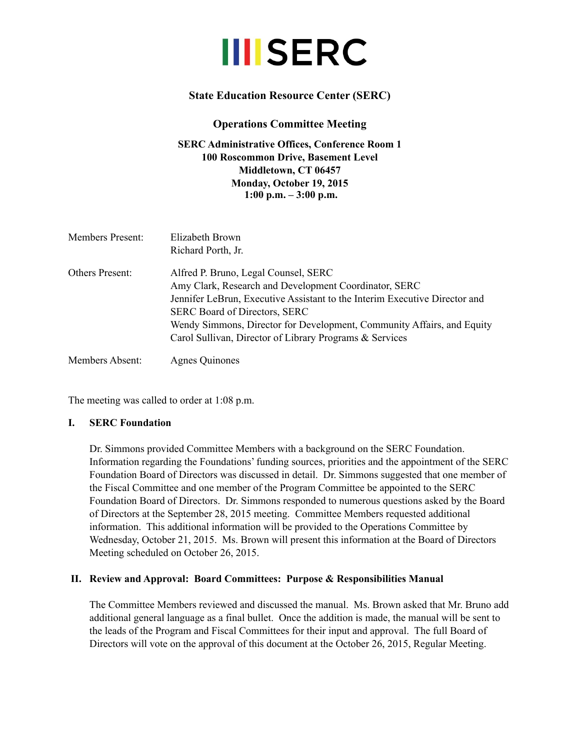# SERC

## State Education Resource Center (SERC)

## Operations Committee Meeting

**SERC Administrative Offices, Conference Room 1**
**100 Roscommon Drive, Basement Level**
**Middletown, CT 06457**
**Monday, October 19, 2015**
**1:00 p.m. – 3:00 p.m.**

| | |
|---|---|
| Members Present: | Elizabeth Brown<br>Richard Porth, Jr. |
| Others Present: | Alfred P. Bruno, Legal Counsel, SERC<br>Amy Clark, Research and Development Coordinator, SERC<br>Jennifer LeBrun, Executive Assistant to the Interim Executive Director and SERC Board of Directors, SERC<br>Wendy Simmons, Director for Development, Community Affairs, and Equity<br>Carol Sullivan, Director of Library Programs & Services |
| Members Absent: | Agnes Quinones |

The meeting was called to order at 1:08 p.m.

### I. SERC Foundation

Dr. Simmons provided Committee Members with a background on the SERC Foundation. Information regarding the Foundations' funding sources, priorities and the appointment of the SERC Foundation Board of Directors was discussed in detail. Dr. Simmons suggested that one member of the Fiscal Committee and one member of the Program Committee be appointed to the SERC Foundation Board of Directors. Dr. Simmons responded to numerous questions asked by the Board of Directors at the September 28, 2015 meeting. Committee Members requested additional information. This additional information will be provided to the Operations Committee by Wednesday, October 21, 2015. Ms. Brown will present this information at the Board of Directors Meeting scheduled on October 26, 2015.

### II. Review and Approval: Board Committees: Purpose & Responsibilities Manual

The Committee Members reviewed and discussed the manual. Ms. Brown asked that Mr. Bruno add additional general language as a final bullet. Once the addition is made, the manual will be sent to the leads of the Program and Fiscal Committees for their input and approval. The full Board of Directors will vote on the approval of this document at the October 26, 2015, Regular Meeting.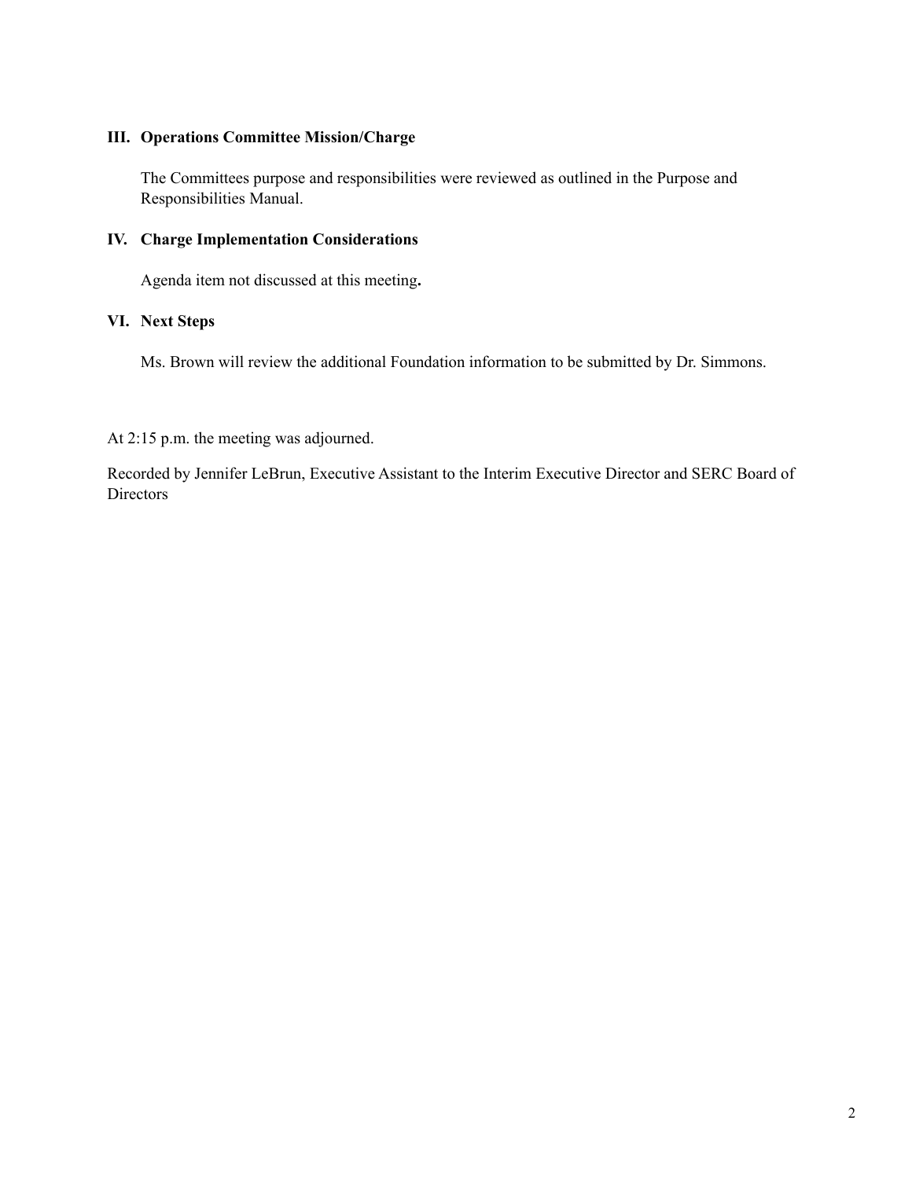## III. Operations Committee Mission/Charge

The Committees purpose and responsibilities were reviewed as outlined in the Purpose and Responsibilities Manual.

## IV. Charge Implementation Considerations

Agenda item not discussed at this meeting**.**

## VI. Next Steps

Ms. Brown will review the additional Foundation information to be submitted by Dr. Simmons.

At 2:15 p.m. the meeting was adjourned.

Recorded by Jennifer LeBrun, Executive Assistant to the Interim Executive Director and SERC Board of Directors